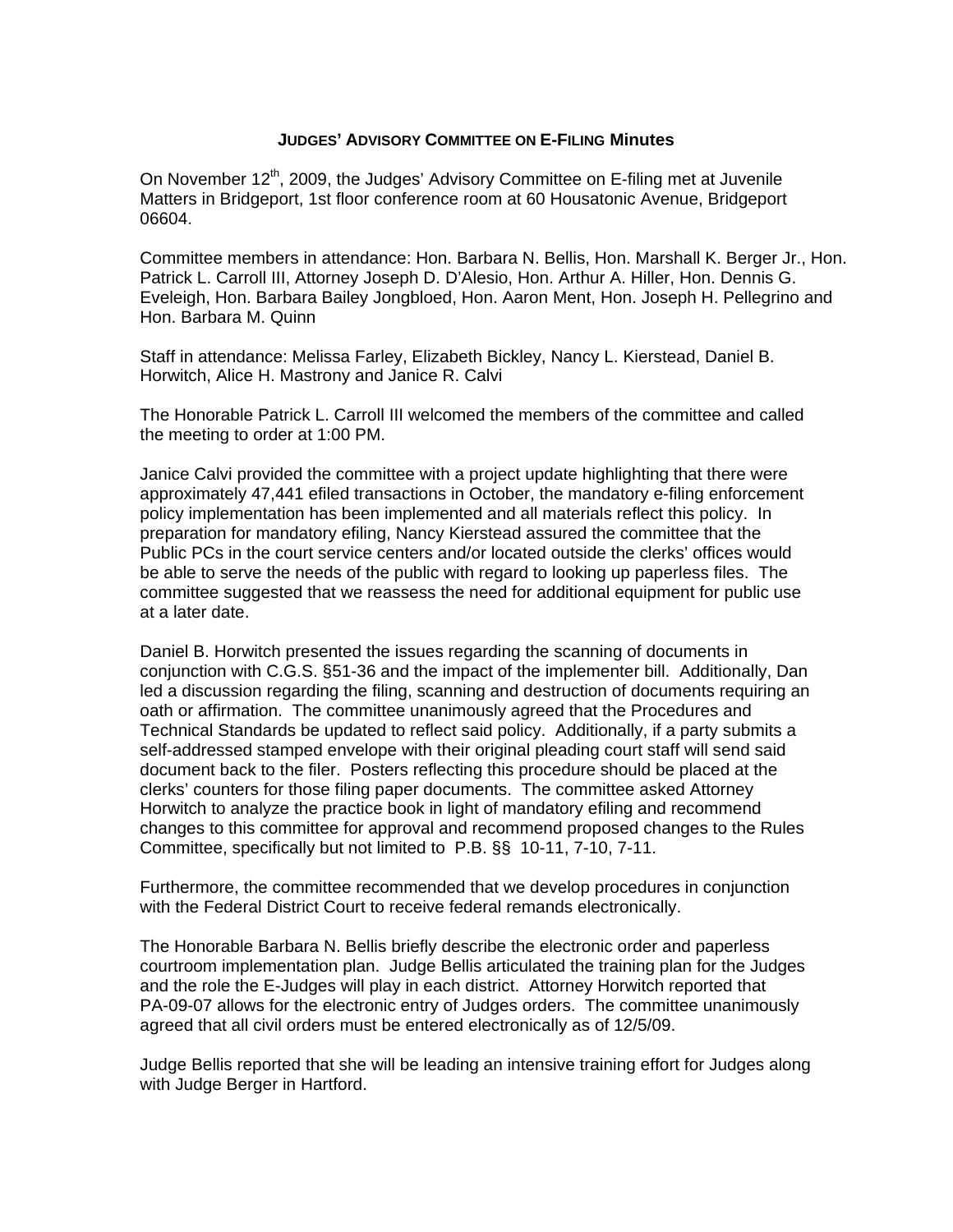# JUDGES' ADVISORY COMMITTEE ON E-FILING Minutes

On November 12th, 2009, the Judges' Advisory Committee on E-filing met at Juvenile Matters in Bridgeport, 1st floor conference room at 60 Housatonic Avenue, Bridgeport 06604.

Committee members in attendance: Hon. Barbara N. Bellis, Hon. Marshall K. Berger Jr., Hon. Patrick L. Carroll III, Attorney Joseph D. D'Alesio, Hon. Arthur A. Hiller, Hon. Dennis G. Eveleigh, Hon. Barbara Bailey Jongbloed, Hon. Aaron Ment, Hon. Joseph H. Pellegrino and Hon. Barbara M. Quinn

Staff in attendance: Melissa Farley, Elizabeth Bickley, Nancy L. Kierstead, Daniel B. Horwitch, Alice H. Mastrony and Janice R. Calvi

The Honorable Patrick L. Carroll III welcomed the members of the committee and called the meeting to order at 1:00 PM.

Janice Calvi provided the committee with a project update highlighting that there were approximately 47,441 efiled transactions in October, the mandatory e-filing enforcement policy implementation has been implemented and all materials reflect this policy. In preparation for mandatory efiling, Nancy Kierstead assured the committee that the Public PCs in the court service centers and/or located outside the clerks' offices would be able to serve the needs of the public with regard to looking up paperless files. The committee suggested that we reassess the need for additional equipment for public use at a later date.

Daniel B. Horwitch presented the issues regarding the scanning of documents in conjunction with C.G.S. §51-36 and the impact of the implementer bill. Additionally, Dan led a discussion regarding the filing, scanning and destruction of documents requiring an oath or affirmation. The committee unanimously agreed that the Procedures and Technical Standards be updated to reflect said policy. Additionally, if a party submits a self-addressed stamped envelope with their original pleading court staff will send said document back to the filer. Posters reflecting this procedure should be placed at the clerks' counters for those filing paper documents. The committee asked Attorney Horwitch to analyze the practice book in light of mandatory efiling and recommend changes to this committee for approval and recommend proposed changes to the Rules Committee, specifically but not limited to P.B. §§ 10-11, 7-10, 7-11.

Furthermore, the committee recommended that we develop procedures in conjunction with the Federal District Court to receive federal remands electronically.

The Honorable Barbara N. Bellis briefly describe the electronic order and paperless courtroom implementation plan. Judge Bellis articulated the training plan for the Judges and the role the E-Judges will play in each district. Attorney Horwitch reported that PA-09-07 allows for the electronic entry of Judges orders. The committee unanimously agreed that all civil orders must be entered electronically as of 12/5/09.

Judge Bellis reported that she will be leading an intensive training effort for Judges along with Judge Berger in Hartford.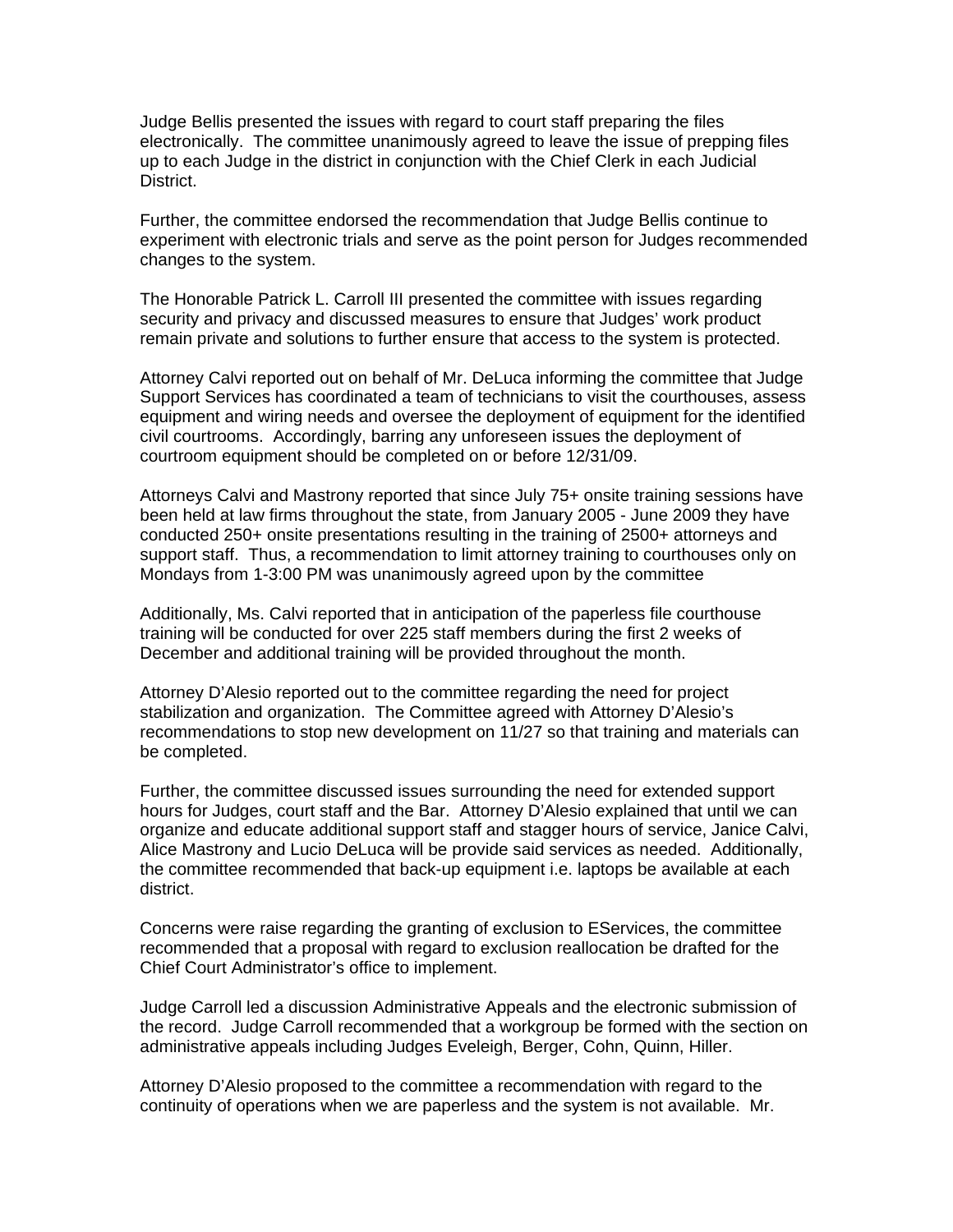Judge Bellis presented the issues with regard to court staff preparing the files electronically. The committee unanimously agreed to leave the issue of prepping files up to each Judge in the district in conjunction with the Chief Clerk in each Judicial District.

Further, the committee endorsed the recommendation that Judge Bellis continue to experiment with electronic trials and serve as the point person for Judges recommended changes to the system.

The Honorable Patrick L. Carroll III presented the committee with issues regarding security and privacy and discussed measures to ensure that Judges' work product remain private and solutions to further ensure that access to the system is protected.

Attorney Calvi reported out on behalf of Mr. DeLuca informing the committee that Judge Support Services has coordinated a team of technicians to visit the courthouses, assess equipment and wiring needs and oversee the deployment of equipment for the identified civil courtrooms. Accordingly, barring any unforeseen issues the deployment of courtroom equipment should be completed on or before 12/31/09.

Attorneys Calvi and Mastrony reported that since July 75+ onsite training sessions have been held at law firms throughout the state, from January 2005 - June 2009 they have conducted 250+ onsite presentations resulting in the training of 2500+ attorneys and support staff. Thus, a recommendation to limit attorney training to courthouses only on Mondays from 1-3:00 PM was unanimously agreed upon by the committee

Additionally, Ms. Calvi reported that in anticipation of the paperless file courthouse training will be conducted for over 225 staff members during the first 2 weeks of December and additional training will be provided throughout the month.

Attorney D'Alesio reported out to the committee regarding the need for project stabilization and organization. The Committee agreed with Attorney D'Alesio's recommendations to stop new development on 11/27 so that training and materials can be completed.

Further, the committee discussed issues surrounding the need for extended support hours for Judges, court staff and the Bar. Attorney D'Alesio explained that until we can organize and educate additional support staff and stagger hours of service, Janice Calvi, Alice Mastrony and Lucio DeLuca will be provide said services as needed. Additionally, the committee recommended that back-up equipment i.e. laptops be available at each district.

Concerns were raise regarding the granting of exclusion to EServices, the committee recommended that a proposal with regard to exclusion reallocation be drafted for the Chief Court Administrator's office to implement.

Judge Carroll led a discussion Administrative Appeals and the electronic submission of the record. Judge Carroll recommended that a workgroup be formed with the section on administrative appeals including Judges Eveleigh, Berger, Cohn, Quinn, Hiller.

Attorney D'Alesio proposed to the committee a recommendation with regard to the continuity of operations when we are paperless and the system is not available. Mr.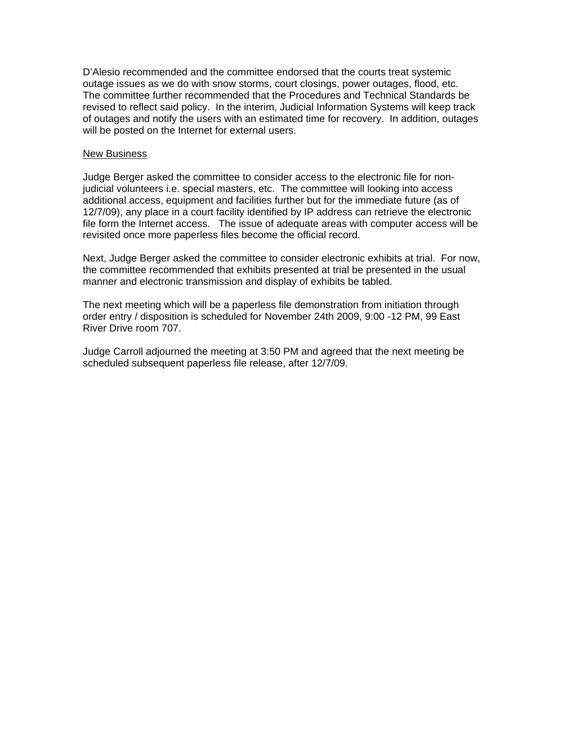D'Alesio recommended and the committee endorsed that the courts treat systemic outage issues as we do with snow storms, court closings, power outages, flood, etc. The committee further recommended that the Procedures and Technical Standards be revised to reflect said policy. In the interim, Judicial Information Systems will keep track of outages and notify the users with an estimated time for recovery. In addition, outages will be posted on the Internet for external users.

<u>New Business</u>

Judge Berger asked the committee to consider access to the electronic file for non-judicial volunteers i.e. special masters, etc. The committee will looking into access additional access, equipment and facilities further but for the immediate future (as of 12/7/09), any place in a court facility identified by IP address can retrieve the electronic file form the Internet access. The issue of adequate areas with computer access will be revisited once more paperless files become the official record.

Next, Judge Berger asked the committee to consider electronic exhibits at trial. For now, the committee recommended that exhibits presented at trial be presented in the usual manner and electronic transmission and display of exhibits be tabled.

The next meeting which will be a paperless file demonstration from initiation through order entry / disposition is scheduled for November 24th 2009, 9:00 -12 PM, 99 East River Drive room 707.

Judge Carroll adjourned the meeting at 3:50 PM and agreed that the next meeting be scheduled subsequent paperless file release, after 12/7/09.